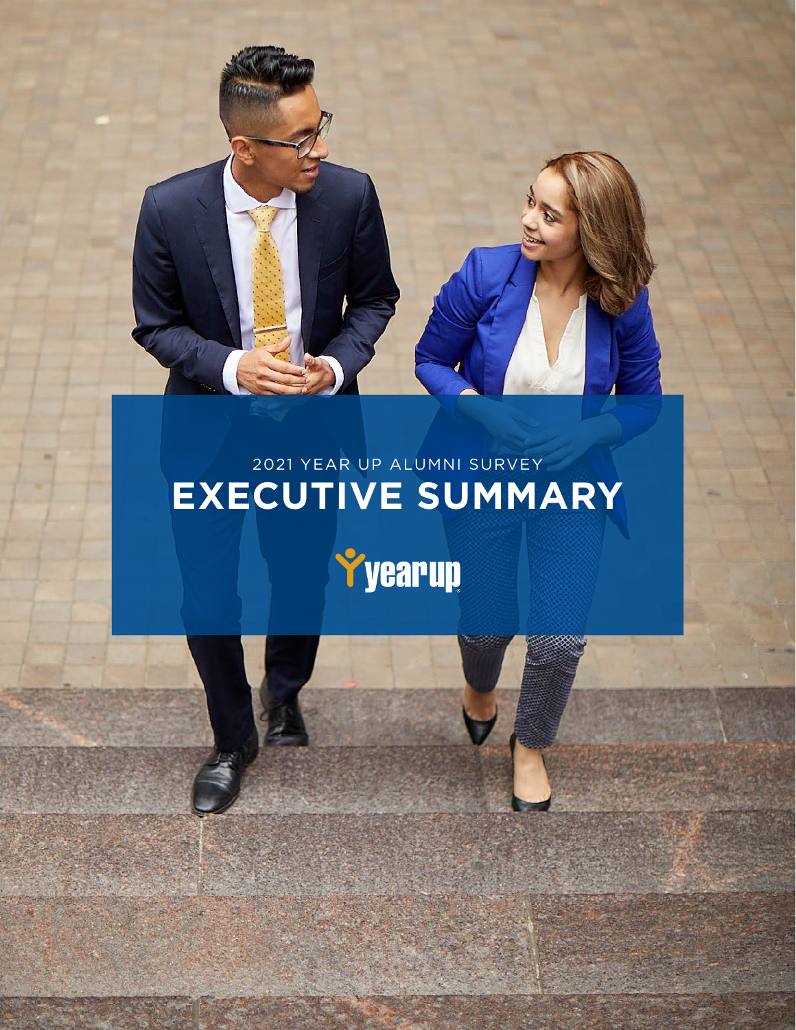2021 YEAR UP ALUMNI SURVEY

# EXECUTIVE SUMMARY

year up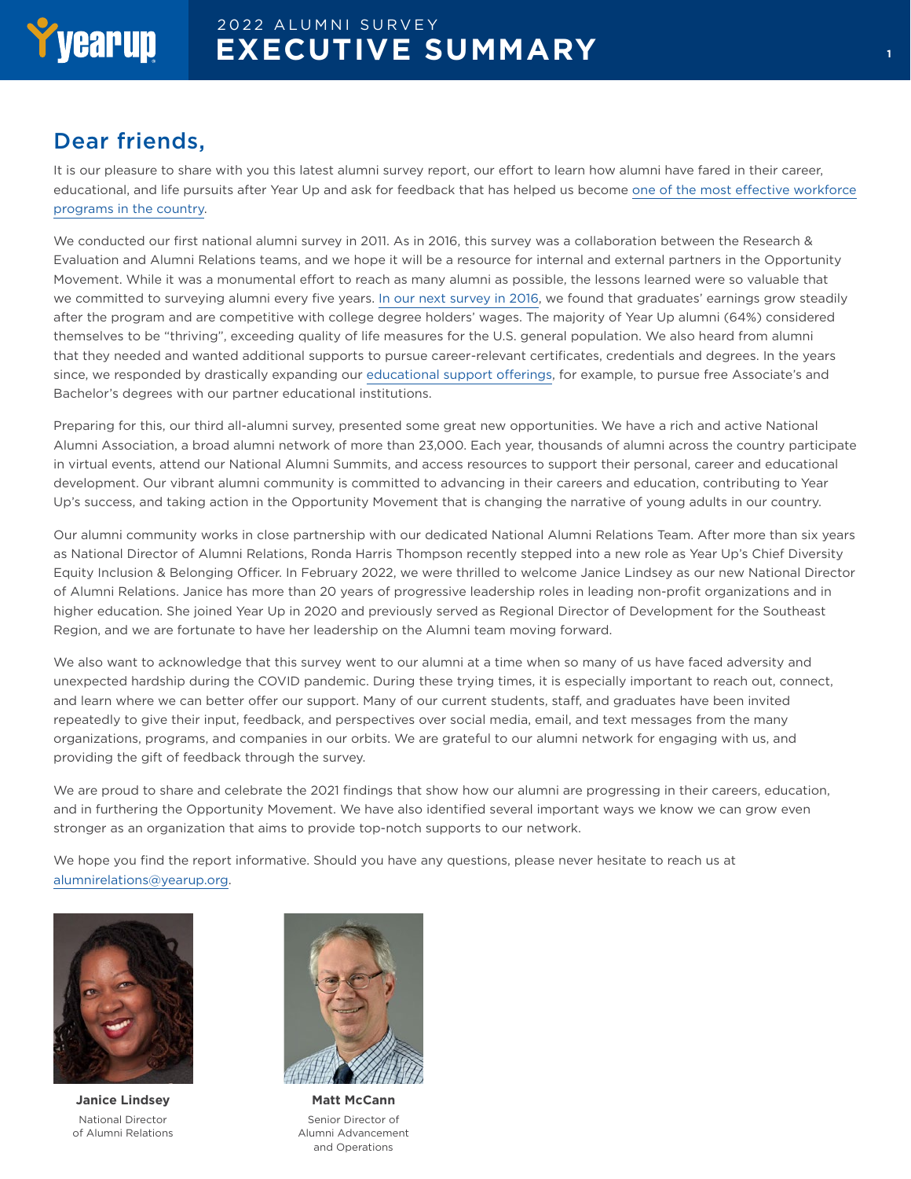# 2022 ALUMNI SURVEY EXECUTIVE SUMMARY

## Dear friends,

It is our pleasure to share with you this latest alumni survey report, our effort to learn how alumni have fared in their career, educational, and life pursuits after Year Up and ask for feedback that has helped us become one of the most effective workforce programs in the country.

We conducted our first national alumni survey in 2011. As in 2016, this survey was a collaboration between the Research & Evaluation and Alumni Relations teams, and we hope it will be a resource for internal and external partners in the Opportunity Movement. While it was a monumental effort to reach as many alumni as possible, the lessons learned were so valuable that we committed to surveying alumni every five years. In our next survey in 2016, we found that graduates' earnings grow steadily after the program and are competitive with college degree holders' wages. The majority of Year Up alumni (64%) considered themselves to be "thriving", exceeding quality of life measures for the U.S. general population. We also heard from alumni that they needed and wanted additional supports to pursue career-relevant certificates, credentials and degrees. In the years since, we responded by drastically expanding our educational support offerings, for example, to pursue free Associate's and Bachelor's degrees with our partner educational institutions.

Preparing for this, our third all-alumni survey, presented some great new opportunities. We have a rich and active National Alumni Association, a broad alumni network of more than 23,000. Each year, thousands of alumni across the country participate in virtual events, attend our National Alumni Summits, and access resources to support their personal, career and educational development. Our vibrant alumni community is committed to advancing in their careers and education, contributing to Year Up's success, and taking action in the Opportunity Movement that is changing the narrative of young adults in our country.

Our alumni community works in close partnership with our dedicated National Alumni Relations Team. After more than six years as National Director of Alumni Relations, Ronda Harris Thompson recently stepped into a new role as Year Up's Chief Diversity Equity Inclusion & Belonging Officer. In February 2022, we were thrilled to welcome Janice Lindsey as our new National Director of Alumni Relations. Janice has more than 20 years of progressive leadership roles in leading non-profit organizations and in higher education. She joined Year Up in 2020 and previously served as Regional Director of Development for the Southeast Region, and we are fortunate to have her leadership on the Alumni team moving forward.

We also want to acknowledge that this survey went to our alumni at a time when so many of us have faced adversity and unexpected hardship during the COVID pandemic. During these trying times, it is especially important to reach out, connect, and learn where we can better offer our support. Many of our current students, staff, and graduates have been invited repeatedly to give their input, feedback, and perspectives over social media, email, and text messages from the many organizations, programs, and companies in our orbits. We are grateful to our alumni network for engaging with us, and providing the gift of feedback through the survey.

We are proud to share and celebrate the 2021 findings that show how our alumni are progressing in their careers, education, and in furthering the Opportunity Movement. We have also identified several important ways we know we can grow even stronger as an organization that aims to provide top-notch supports to our network.

We hope you find the report informative. Should you have any questions, please never hesitate to reach us at alumnirelations@yearup.org.

**Janice Lindsey**
National Director of Alumni Relations

**Matt McCann**
Senior Director of Alumni Advancement and Operations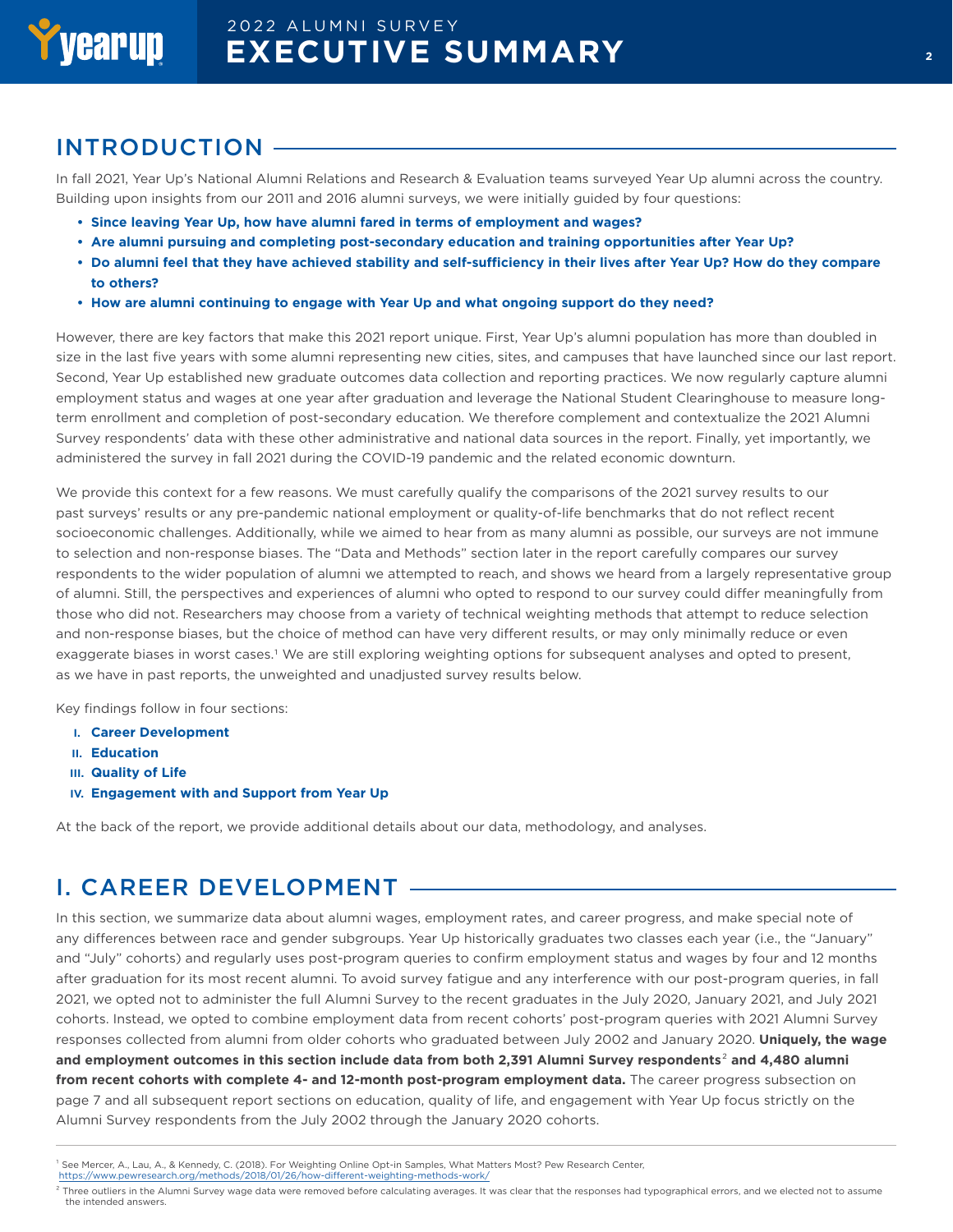## INTRODUCTION

In fall 2021, Year Up's National Alumni Relations and Research & Evaluation teams surveyed Year Up alumni across the country. Building upon insights from our 2011 and 2016 alumni surveys, we were initially guided by four questions:

- **Since leaving Year Up, how have alumni fared in terms of employment and wages?**
- **Are alumni pursuing and completing post-secondary education and training opportunities after Year Up?**
- **Do alumni feel that they have achieved stability and self-sufficiency in their lives after Year Up? How do they compare to others?**
- **How are alumni continuing to engage with Year Up and what ongoing support do they need?**

However, there are key factors that make this 2021 report unique. First, Year Up's alumni population has more than doubled in size in the last five years with some alumni representing new cities, sites, and campuses that have launched since our last report. Second, Year Up established new graduate outcomes data collection and reporting practices. We now regularly capture alumni employment status and wages at one year after graduation and leverage the National Student Clearinghouse to measure long-term enrollment and completion of post-secondary education. We therefore complement and contextualize the 2021 Alumni Survey respondents' data with these other administrative and national data sources in the report. Finally, yet importantly, we administered the survey in fall 2021 during the COVID-19 pandemic and the related economic downturn.

We provide this context for a few reasons. We must carefully qualify the comparisons of the 2021 survey results to our past surveys' results or any pre-pandemic national employment or quality-of-life benchmarks that do not reflect recent socioeconomic challenges. Additionally, while we aimed to hear from as many alumni as possible, our surveys are not immune to selection and non-response biases. The "Data and Methods" section later in the report carefully compares our survey respondents to the wider population of alumni we attempted to reach, and shows we heard from a largely representative group of alumni. Still, the perspectives and experiences of alumni who opted to respond to our survey could differ meaningfully from those who did not. Researchers may choose from a variety of technical weighting methods that attempt to reduce selection and non-response biases, but the choice of method can have very different results, or may only minimally reduce or even exaggerate biases in worst cases.[1] We are still exploring weighting options for subsequent analyses and opted to present, as we have in past reports, the unweighted and unadjusted survey results below.

Key findings follow in four sections:

I. **Career Development**
II. **Education**
III. **Quality of Life**
IV. **Engagement with and Support from Year Up**

At the back of the report, we provide additional details about our data, methodology, and analyses.

## I. CAREER DEVELOPMENT

In this section, we summarize data about alumni wages, employment rates, and career progress, and make special note of any differences between race and gender subgroups. Year Up historically graduates two classes each year (i.e., the "January" and "July" cohorts) and regularly uses post-program queries to confirm employment status and wages by four and 12 months after graduation for its most recent alumni. To avoid survey fatigue and any interference with our post-program queries, in fall 2021, we opted not to administer the full Alumni Survey to the recent graduates in the July 2020, January 2021, and July 2021 cohorts. Instead, we opted to combine employment data from recent cohorts' post-program queries with 2021 Alumni Survey responses collected from alumni from older cohorts who graduated between July 2002 and January 2020. **Uniquely, the wage and employment outcomes in this section include data from both 2,391 Alumni Survey respondents[2] and 4,480 alumni from recent cohorts with complete 4- and 12-month post-program employment data.** The career progress subsection on page 7 and all subsequent report sections on education, quality of life, and engagement with Year Up focus strictly on the Alumni Survey respondents from the July 2002 through the January 2020 cohorts.

---

[1] See Mercer, A., Lau, A., & Kennedy, C. (2018). For Weighting Online Opt-in Samples, What Matters Most? Pew Research Center, https://www.pewresearch.org/methods/2018/01/26/how-different-weighting-methods-work/

[2] Three outliers in the Alumni Survey wage data were removed before calculating averages. It was clear that the responses had typographical errors, and we elected not to assume the intended answers.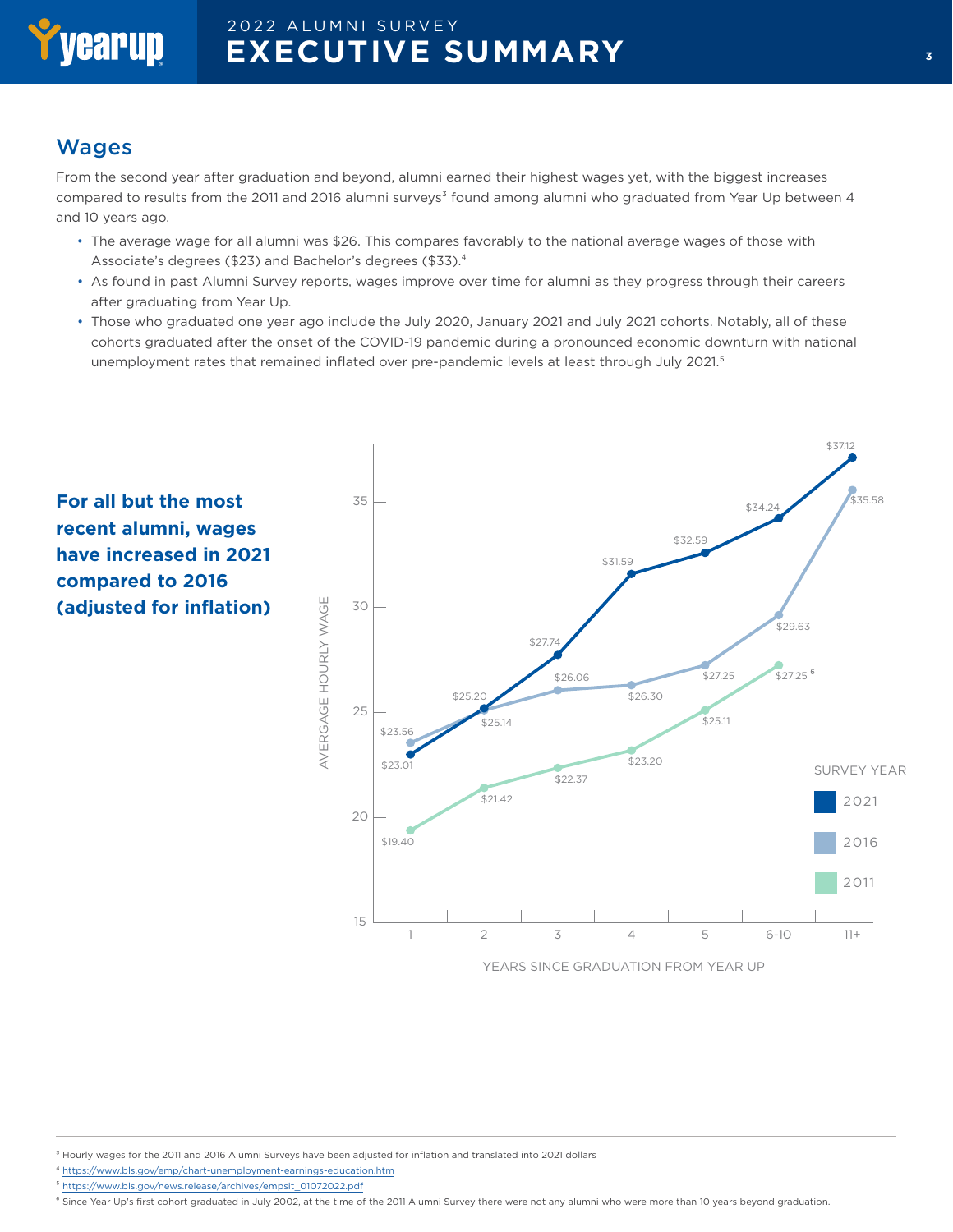## Wages

From the second year after graduation and beyond, alumni earned their highest wages yet, with the biggest increases compared to results from the 2011 and 2016 alumni surveys[3] found among alumni who graduated from Year Up between 4 and 10 years ago.

- The average wage for all alumni was $26. This compares favorably to the national average wages of those with Associate's degrees ($23) and Bachelor's degrees ($33).[4]
- As found in past Alumni Survey reports, wages improve over time for alumni as they progress through their careers after graduating from Year Up.
- Those who graduated one year ago include the July 2020, January 2021 and July 2021 cohorts. Notably, all of these cohorts graduated after the onset of the COVID-19 pandemic during a pronounced economic downturn with national unemployment rates that remained inflated over pre-pandemic levels at least through July 2021.[5]

**For all but the most recent alumni, wages have increased in 2021 compared to 2016 (adjusted for inflation)**

AVERGAGE HOURLY WAGE by YEARS SINCE GRADUATION FROM YEAR UP

| Survey Year | 1 | 2 | 3 | 4 | 5 | 6-10 | 11+ |
|---|---|---|---|---|---|---|---|
| 2021 | $23.01 | $25.20 | $27.74 | $31.59 | $32.59 | $34.24 | $37.12 |
| 2016 | $23.56 | $25.14 | $26.06 | $26.30 | $27.25 | $29.63 | $35.58 |
| 2011 | $19.40 | $21.42 | $22.37 | $23.20 | $25.11 | $27.25[6] | |

---

[3] Hourly wages for the 2011 and 2016 Alumni Surveys have been adjusted for inflation and translated into 2021 dollars

[4] https://www.bls.gov/emp/chart-unemployment-earnings-education.htm

[5] https://www.bls.gov/news.release/archives/empsit_01072022.pdf

[6] Since Year Up's first cohort graduated in July 2002, at the time of the 2011 Alumni Survey there were not any alumni who were more than 10 years beyond graduation.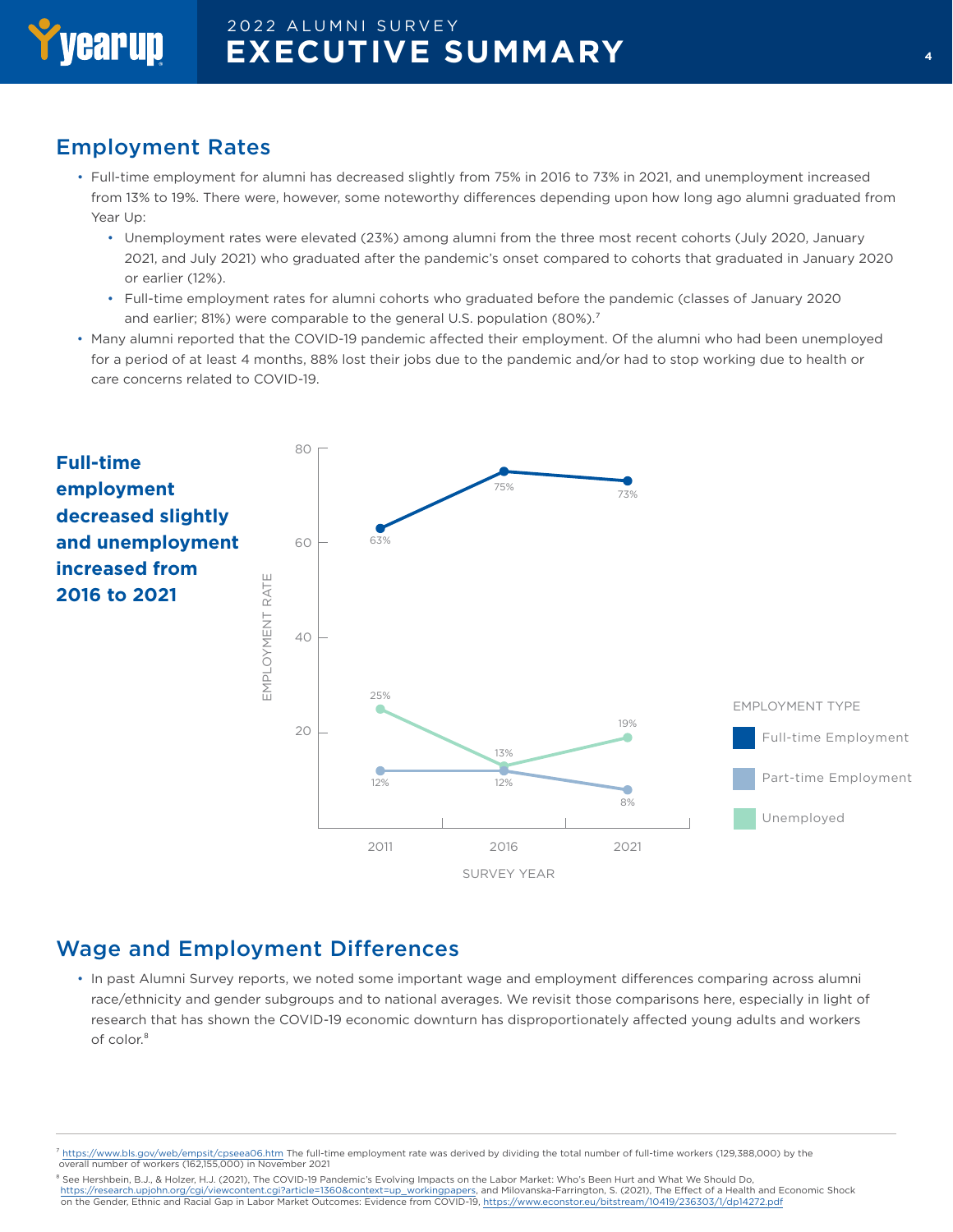## Employment Rates

- Full-time employment for alumni has decreased slightly from 75% in 2016 to 73% in 2021, and unemployment increased from 13% to 19%. There were, however, some noteworthy differences depending upon how long ago alumni graduated from Year Up:
  - Unemployment rates were elevated (23%) among alumni from the three most recent cohorts (July 2020, January 2021, and July 2021) who graduated after the pandemic's onset compared to cohorts that graduated in January 2020 or earlier (12%).
  - Full-time employment rates for alumni cohorts who graduated before the pandemic (classes of January 2020 and earlier; 81%) were comparable to the general U.S. population (80%).[7]
- Many alumni reported that the COVID-19 pandemic affected their employment. Of the alumni who had been unemployed for a period of at least 4 months, 88% lost their jobs due to the pandemic and/or had to stop working due to health or care concerns related to COVID-19.

**Full-time employment decreased slightly and unemployment increased from 2016 to 2021**

| Survey Year | Full-time Employment | Part-time Employment | Unemployed |
|---|---|---|---|
| 2011 | 63% | 12% | 25% |
| 2016 | 75% | 12% | 13% |
| 2021 | 73% | 8% | 19% |

## Wage and Employment Differences

- In past Alumni Survey reports, we noted some important wage and employment differences comparing across alumni race/ethnicity and gender subgroups and to national averages. We revisit those comparisons here, especially in light of research that has shown the COVID-19 economic downturn has disproportionately affected young adults and workers of color.[8]

---

[7] https://www.bls.gov/web/empsit/cpseea06.htm The full-time employment rate was derived by dividing the total number of full-time workers (129,388,000) by the overall number of workers (162,155,000) in November 2021

[8] See Hershbein, B.J., & Holzer, H.J. (2021), The COVID-19 Pandemic's Evolving Impacts on the Labor Market: Who's Been Hurt and What We Should Do, https://research.upjohn.org/cgi/viewcontent.cgi?article=1360&context=up_workingpapers, and Milovanska-Farrington, S. (2021), The Effect of a Health and Economic Shock on the Gender, Ethnic and Racial Gap in Labor Market Outcomes: Evidence from COVID-19, https://www.econstor.eu/bitstream/10419/236303/1/dp14272.pdf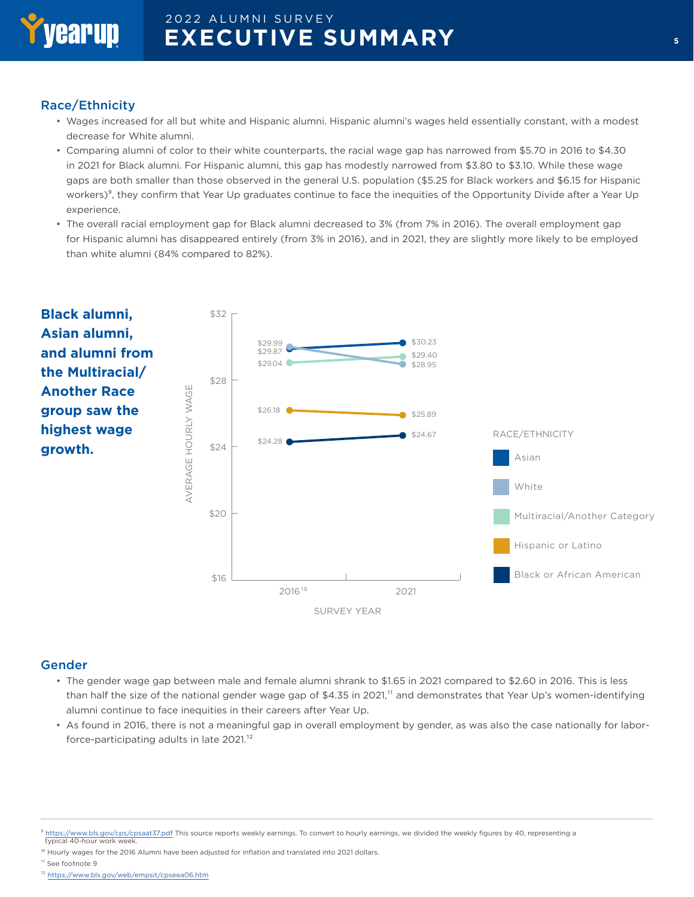## Race/Ethnicity

- Wages increased for all but white and Hispanic alumni. Hispanic alumni's wages held essentially constant, with a modest decrease for White alumni.
- Comparing alumni of color to their white counterparts, the racial wage gap has narrowed from $5.70 in 2016 to $4.30 in 2021 for Black alumni. For Hispanic alumni, this gap has modestly narrowed from $3.80 to $3.10. While these wage gaps are both smaller than those observed in the general U.S. population ($5.25 for Black workers and $6.15 for Hispanic workers)[9], they confirm that Year Up graduates continue to face the inequities of the Opportunity Divide after a Year Up experience.
- The overall racial employment gap for Black alumni decreased to 3% (from 7% in 2016). The overall employment gap for Hispanic alumni has disappeared entirely (from 3% in 2016), and in 2021, they are slightly more likely to be employed than white alumni (84% compared to 82%).

**Black alumni, Asian alumni, and alumni from the Multiracial/ Another Race group saw the highest wage growth.**

| Race/Ethnicity | 2016[10] | 2021 |
|---|---|---|
| Asian | $29.87 | $30.23 |
| White | $29.99 | $28.95 |
| Multiracial/Another Category | $29.04 | $29.40 |
| Hispanic or Latino | $26.18 | $25.89 |
| Black or African American | $24.28 | $24.67 |

AVERAGE HOURLY WAGE by SURVEY YEAR

## Gender

- The gender wage gap between male and female alumni shrank to $1.65 in 2021 compared to $2.60 in 2016. This is less than half the size of the national gender wage gap of $4.35 in 2021,[11] and demonstrates that Year Up's women-identifying alumni continue to face inequities in their careers after Year Up.
- As found in 2016, there is not a meaningful gap in overall employment by gender, as was also the case nationally for labor-force-participating adults in late 2021.[12]

---

[9] https://www.bls.gov/cps/cpsaat37.pdf This source reports weekly earnings. To convert to hourly earnings, we divided the weekly figures by 40, representing a typical 40-hour work week.

[10] Hourly wages for the 2016 Alumni have been adjusted for inflation and translated into 2021 dollars.

[11] See footnote 9

[12] https://www.bls.gov/web/empsit/cpseea06.htm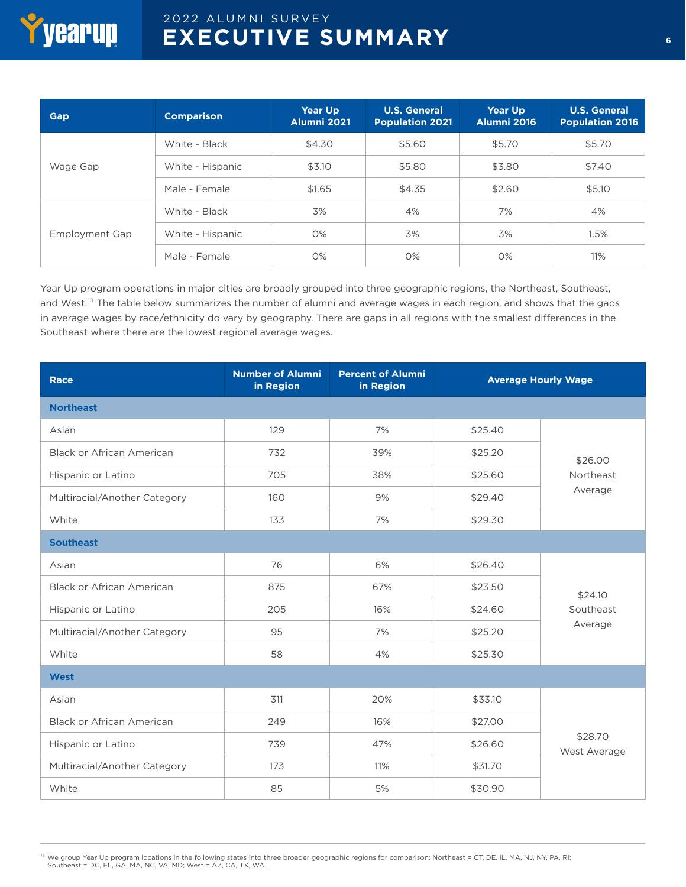| Gap | Comparison | Year Up Alumni 2021 | U.S. General Population 2021 | Year Up Alumni 2016 | U.S. General Population 2016 |
|---|---|---|---|---|---|
| Wage Gap | White - Black | $4.30 | $5.60 | $5.70 | $5.70 |
| | White - Hispanic | $3.10 | $5.80 | $3.80 | $7.40 |
| | Male - Female | $1.65 | $4.35 | $2.60 | $5.10 |
| Employment Gap | White - Black | 3% | 4% | 7% | 4% |
| | White - Hispanic | 0% | 3% | 3% | 1.5% |
| | Male - Female | 0% | 0% | 0% | 11% |

Year Up program operations in major cities are broadly grouped into three geographic regions, the Northeast, Southeast, and West.[13] The table below summarizes the number of alumni and average wages in each region, and shows that the gaps in average wages by race/ethnicity do vary by geography. There are gaps in all regions with the smallest differences in the Southeast where there are the lowest regional average wages.

| Race | Number of Alumni in Region | Percent of Alumni in Region | Average Hourly Wage | |
|---|---|---|---|---|
| **Northeast** | | | | |
| Asian | 129 | 7% | $25.40 | $26.00 Northeast Average |
| Black or African American | 732 | 39% | $25.20 | |
| Hispanic or Latino | 705 | 38% | $25.60 | |
| Multiracial/Another Category | 160 | 9% | $29.40 | |
| White | 133 | 7% | $29.30 | |
| **Southeast** | | | | |
| Asian | 76 | 6% | $26.40 | $24.10 Southeast Average |
| Black or African American | 875 | 67% | $23.50 | |
| Hispanic or Latino | 205 | 16% | $24.60 | |
| Multiracial/Another Category | 95 | 7% | $25.20 | |
| White | 58 | 4% | $25.30 | |
| **West** | | | | |
| Asian | 311 | 20% | $33.10 | $28.70 West Average |
| Black or African American | 249 | 16% | $27.00 | |
| Hispanic or Latino | 739 | 47% | $26.60 | |
| Multiracial/Another Category | 173 | 11% | $31.70 | |
| White | 85 | 5% | $30.90 | |

[13] We group Year Up program locations in the following states into three broader geographic regions for comparison: Northeast = CT, DE, IL, MA, NJ, NY, PA, RI; Southeast = DC, FL, GA, MA, NC, VA, MD; West = AZ, CA, TX, WA.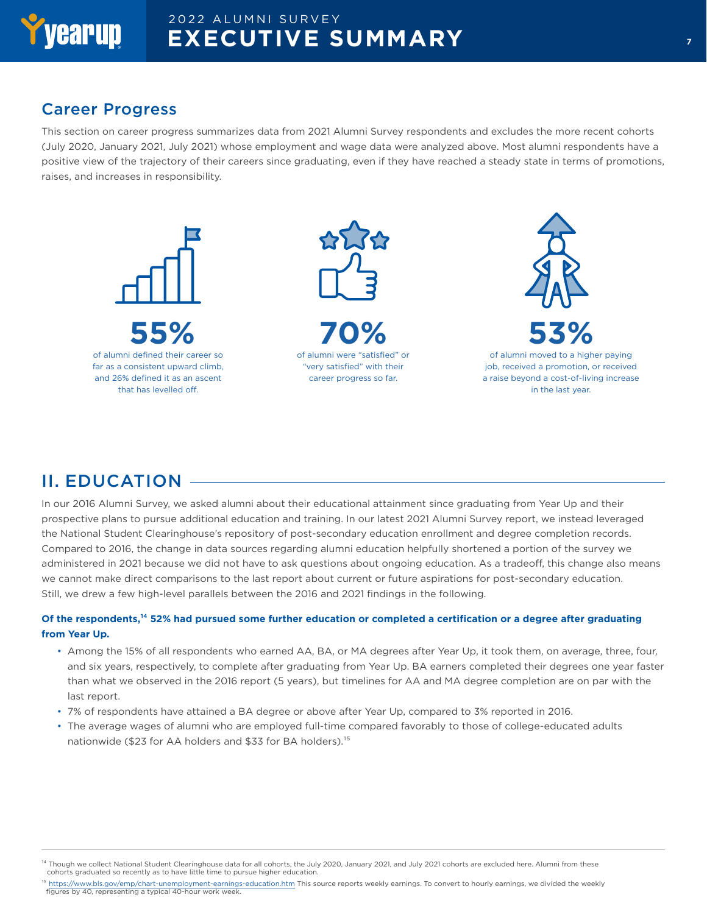## Career Progress

This section on career progress summarizes data from 2021 Alumni Survey respondents and excludes the more recent cohorts (July 2020, January 2021, July 2021) whose employment and wage data were analyzed above. Most alumni respondents have a positive view of the trajectory of their careers since graduating, even if they have reached a steady state in terms of promotions, raises, and increases in responsibility.

**55%**

of alumni defined their career so far as a consistent upward climb, and 26% defined it as an ascent that has levelled off.

**70%**

of alumni were "satisfied" or "very satisfied" with their career progress so far.

**53%**

of alumni moved to a higher paying job, received a promotion, or received a raise beyond a cost-of-living increase in the last year.

## II. EDUCATION

In our 2016 Alumni Survey, we asked alumni about their educational attainment since graduating from Year Up and their prospective plans to pursue additional education and training. In our latest 2021 Alumni Survey report, we instead leveraged the National Student Clearinghouse's repository of post-secondary education enrollment and degree completion records. Compared to 2016, the change in data sources regarding alumni education helpfully shortened a portion of the survey we administered in 2021 because we did not have to ask questions about ongoing education. As a tradeoff, this change also means we cannot make direct comparisons to the last report about current or future aspirations for post-secondary education. Still, we drew a few high-level parallels between the 2016 and 2021 findings in the following.

**Of the respondents,[14] 52% had pursued some further education or completed a certification or a degree after graduating from Year Up.**

- Among the 15% of all respondents who earned AA, BA, or MA degrees after Year Up, it took them, on average, three, four, and six years, respectively, to complete after graduating from Year Up. BA earners completed their degrees one year faster than what we observed in the 2016 report (5 years), but timelines for AA and MA degree completion are on par with the last report.
- 7% of respondents have attained a BA degree or above after Year Up, compared to 3% reported in 2016.
- The average wages of alumni who are employed full-time compared favorably to those of college-educated adults nationwide ($23 for AA holders and $33 for BA holders).[15]

---

[14] Though we collect National Student Clearinghouse data for all cohorts, the July 2020, January 2021, and July 2021 cohorts are excluded here. Alumni from these cohorts graduated so recently as to have little time to pursue higher education.

[15] https://www.bls.gov/emp/chart-unemployment-earnings-education.htm This source reports weekly earnings. To convert to hourly earnings, we divided the weekly figures by 40, representing a typical 40-hour work week.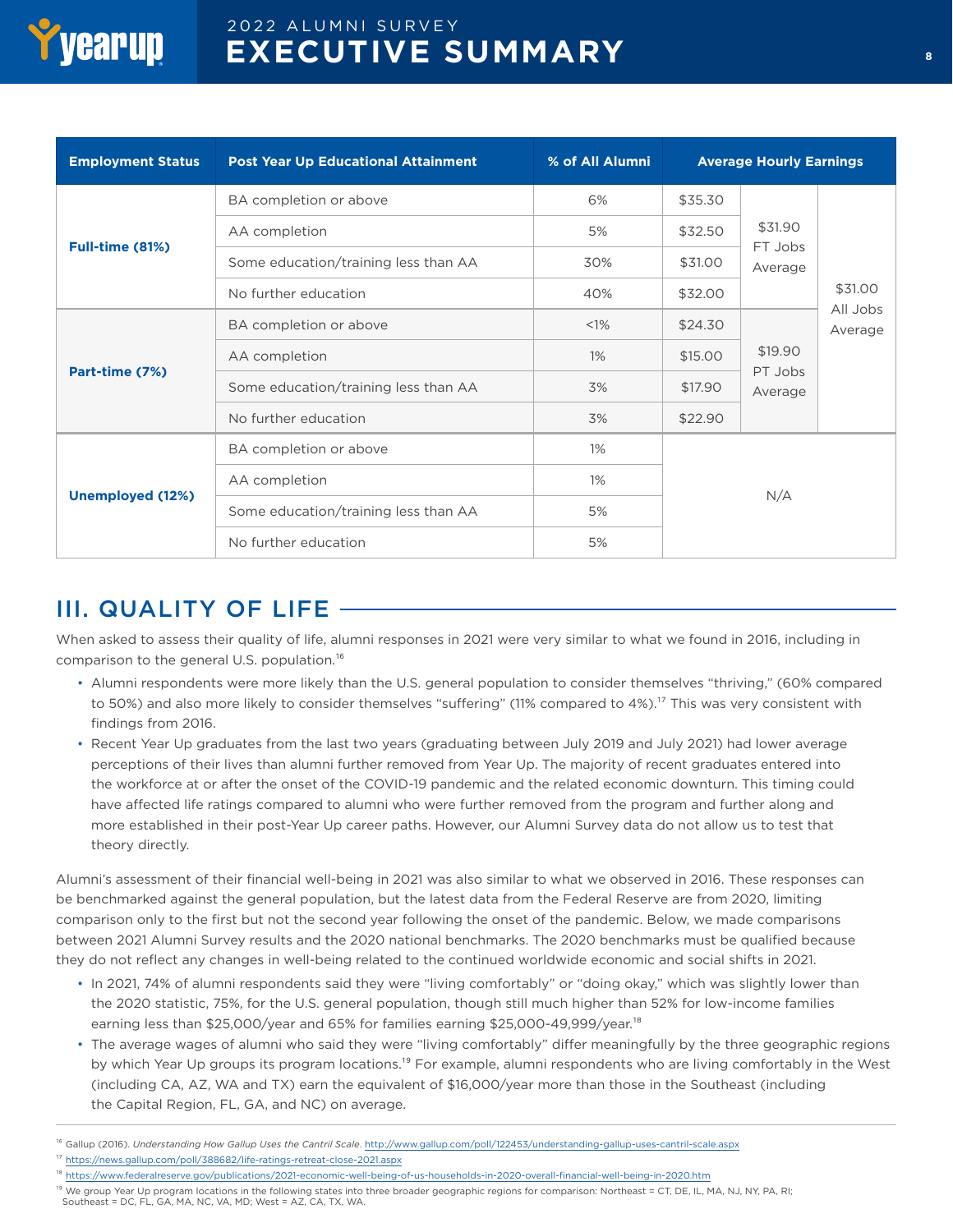| Employment Status | Post Year Up Educational Attainment | % of All Alumni | Average Hourly Earnings | | |
|---|---|---|---|---|---|
| **Full-time (81%)** | BA completion or above | 6% | $35.30 | $31.90 FT Jobs Average | $31.00 All Jobs Average |
| | AA completion | 5% | $32.50 | | |
| | Some education/training less than AA | 30% | $31.00 | | |
| | No further education | 40% | $32.00 | | |
| **Part-time (7%)** | BA completion or above | <1% | $24.30 | $19.90 PT Jobs Average | |
| | AA completion | 1% | $15.00 | | |
| | Some education/training less than AA | 3% | $17.90 | | |
| | No further education | 3% | $22.90 | | |
| **Unemployed (12%)** | BA completion or above | 1% | N/A | | |
| | AA completion | 1% | | | |
| | Some education/training less than AA | 5% | | | |
| | No further education | 5% | | | |

## III. QUALITY OF LIFE

When asked to assess their quality of life, alumni responses in 2021 were very similar to what we found in 2016, including in comparison to the general U.S. population.[16]

- Alumni respondents were more likely than the U.S. general population to consider themselves "thriving," (60% compared to 50%) and also more likely to consider themselves "suffering" (11% compared to 4%).[17] This was very consistent with findings from 2016.
- Recent Year Up graduates from the last two years (graduating between July 2019 and July 2021) had lower average perceptions of their lives than alumni further removed from Year Up. The majority of recent graduates entered into the workforce at or after the onset of the COVID-19 pandemic and the related economic downturn. This timing could have affected life ratings compared to alumni who were further removed from the program and further along and more established in their post-Year Up career paths. However, our Alumni Survey data do not allow us to test that theory directly.

Alumni's assessment of their financial well-being in 2021 was also similar to what we observed in 2016. These responses can be benchmarked against the general population, but the latest data from the Federal Reserve are from 2020, limiting comparison only to the first but not the second year following the onset of the pandemic. Below, we made comparisons between 2021 Alumni Survey results and the 2020 national benchmarks. The 2020 benchmarks must be qualified because they do not reflect any changes in well-being related to the continued worldwide economic and social shifts in 2021.

- In 2021, 74% of alumni respondents said they were "living comfortably" or "doing okay," which was slightly lower than the 2020 statistic, 75%, for the U.S. general population, though still much higher than 52% for low-income families earning less than $25,000/year and 65% for families earning $25,000-49,999/year.[18]
- The average wages of alumni who said they were "living comfortably" differ meaningfully by the three geographic regions by which Year Up groups its program locations.[19] For example, alumni respondents who are living comfortably in the West (including CA, AZ, WA and TX) earn the equivalent of $16,000/year more than those in the Southeast (including the Capital Region, FL, GA, and NC) on average.

---

[16] Gallup (2016). *Understanding How Gallup Uses the Cantril Scale*. http://www.gallup.com/poll/122453/understanding-gallup-uses-cantril-scale.aspx

[17] https://news.gallup.com/poll/388682/life-ratings-retreat-close-2021.aspx

[18] https://www.federalreserve.gov/publications/2021-economic-well-being-of-us-households-in-2020-overall-financial-well-being-in-2020.htm

[19] We group Year Up program locations in the following states into three broader geographic regions for comparison: Northeast = CT, DE, IL, MA, NJ, NY, PA, RI; Southeast = DC, FL, GA, MA, NC, VA, MD; West = AZ, CA, TX, WA.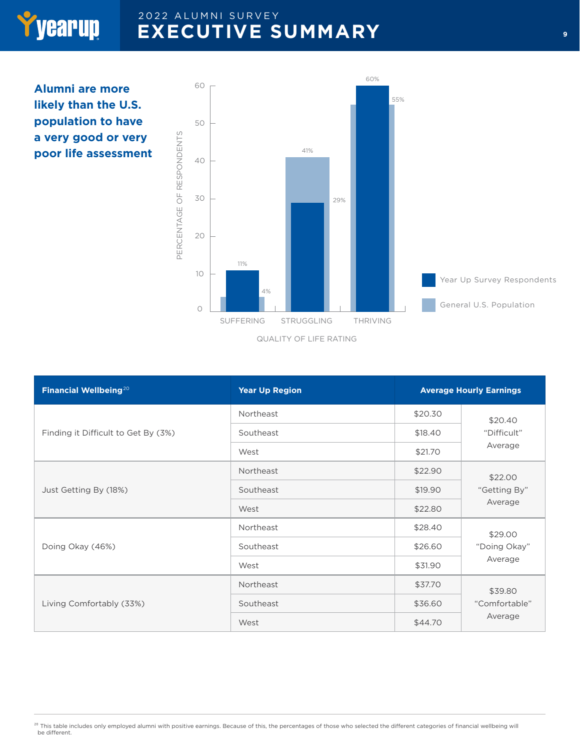**Alumni are more likely than the U.S. population to have a very good or very poor life assessment**

| Quality of Life Rating | Year Up Survey Respondents | General U.S. Population |
|---|---|---|
| SUFFERING | 11% | 4% |
| STRUGGLING | 29% | 41% |
| THRIVING | 60% | 55% |

| Financial Wellbeing[20] | Year Up Region | Average Hourly Earnings | |
|---|---|---|---|
| Finding it Difficult to Get By (3%) | Northeast | $20.30 | $20.40 "Difficult" Average |
| | Southeast | $18.40 | |
| | West | $21.70 | |
| Just Getting By (18%) | Northeast | $22.90 | $22.00 "Getting By" Average |
| | Southeast | $19.90 | |
| | West | $22.80 | |
| Doing Okay (46%) | Northeast | $28.40 | $29.00 "Doing Okay" Average |
| | Southeast | $26.60 | |
| | West | $31.90 | |
| Living Comfortably (33%) | Northeast | $37.70 | $39.80 "Comfortable" Average |
| | Southeast | $36.60 | |
| | West | $44.70 | |

[20] This table includes only employed alumni with positive earnings. Because of this, the percentages of those who selected the different categories of financial wellbeing will be different.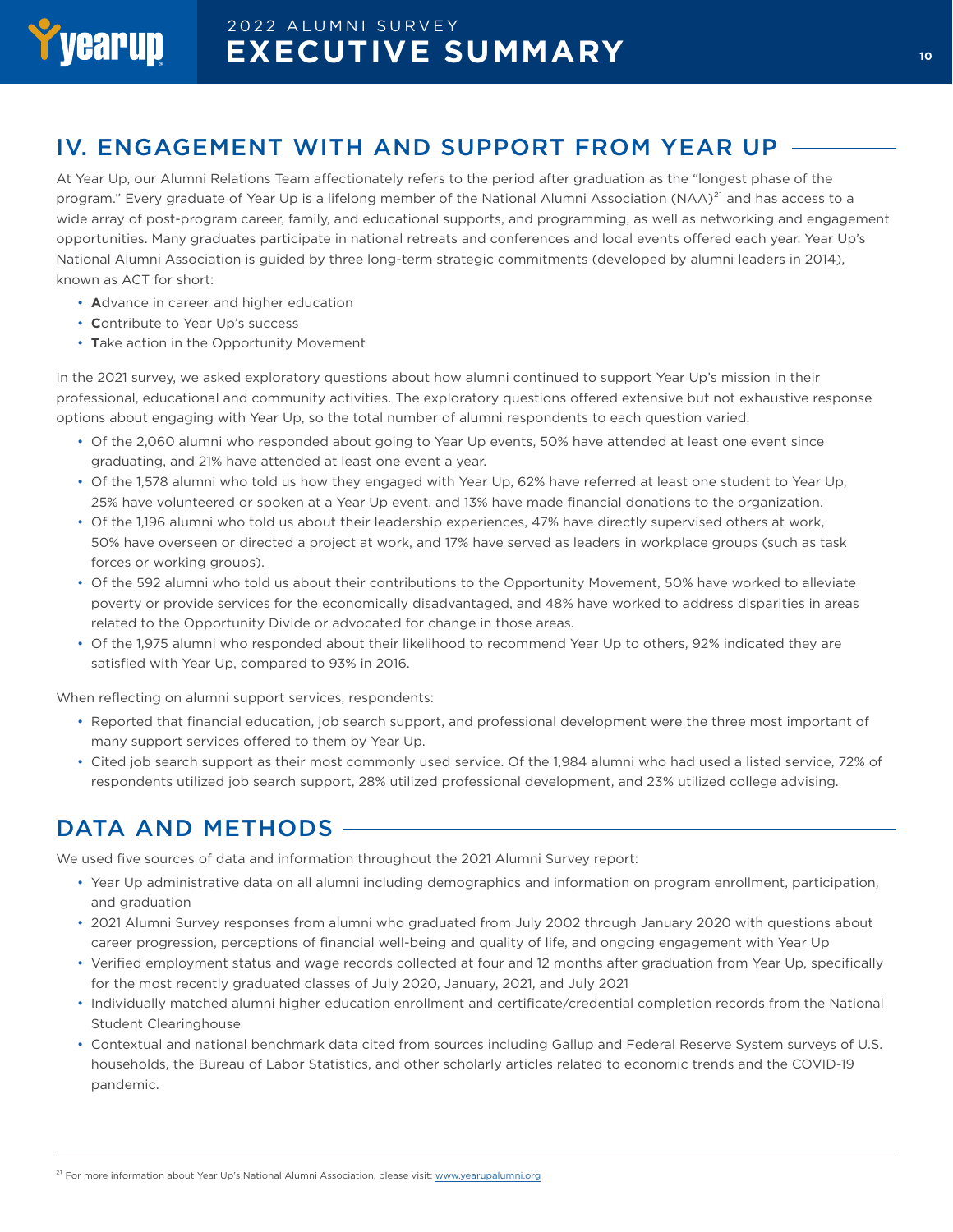## IV. ENGAGEMENT WITH AND SUPPORT FROM YEAR UP

At Year Up, our Alumni Relations Team affectionately refers to the period after graduation as the "longest phase of the program." Every graduate of Year Up is a lifelong member of the National Alumni Association (NAA)[21] and has access to a wide array of post-program career, family, and educational supports, and programming, as well as networking and engagement opportunities. Many graduates participate in national retreats and conferences and local events offered each year. Year Up's National Alumni Association is guided by three long-term strategic commitments (developed by alumni leaders in 2014), known as ACT for short:

- **A**dvance in career and higher education
- **C**ontribute to Year Up's success
- **T**ake action in the Opportunity Movement

In the 2021 survey, we asked exploratory questions about how alumni continued to support Year Up's mission in their professional, educational and community activities. The exploratory questions offered extensive but not exhaustive response options about engaging with Year Up, so the total number of alumni respondents to each question varied.

- Of the 2,060 alumni who responded about going to Year Up events, 50% have attended at least one event since graduating, and 21% have attended at least one event a year.
- Of the 1,578 alumni who told us how they engaged with Year Up, 62% have referred at least one student to Year Up, 25% have volunteered or spoken at a Year Up event, and 13% have made financial donations to the organization.
- Of the 1,196 alumni who told us about their leadership experiences, 47% have directly supervised others at work, 50% have overseen or directed a project at work, and 17% have served as leaders in workplace groups (such as task forces or working groups).
- Of the 592 alumni who told us about their contributions to the Opportunity Movement, 50% have worked to alleviate poverty or provide services for the economically disadvantaged, and 48% have worked to address disparities in areas related to the Opportunity Divide or advocated for change in those areas.
- Of the 1,975 alumni who responded about their likelihood to recommend Year Up to others, 92% indicated they are satisfied with Year Up, compared to 93% in 2016.

When reflecting on alumni support services, respondents:

- Reported that financial education, job search support, and professional development were the three most important of many support services offered to them by Year Up.
- Cited job search support as their most commonly used service. Of the 1,984 alumni who had used a listed service, 72% of respondents utilized job search support, 28% utilized professional development, and 23% utilized college advising.

## DATA AND METHODS

We used five sources of data and information throughout the 2021 Alumni Survey report:

- Year Up administrative data on all alumni including demographics and information on program enrollment, participation, and graduation
- 2021 Alumni Survey responses from alumni who graduated from July 2002 through January 2020 with questions about career progression, perceptions of financial well-being and quality of life, and ongoing engagement with Year Up
- Verified employment status and wage records collected at four and 12 months after graduation from Year Up, specifically for the most recently graduated classes of July 2020, January, 2021, and July 2021
- Individually matched alumni higher education enrollment and certificate/credential completion records from the National Student Clearinghouse
- Contextual and national benchmark data cited from sources including Gallup and Federal Reserve System surveys of U.S. households, the Bureau of Labor Statistics, and other scholarly articles related to economic trends and the COVID-19 pandemic.

[21] For more information about Year Up's National Alumni Association, please visit: www.yearupalumni.org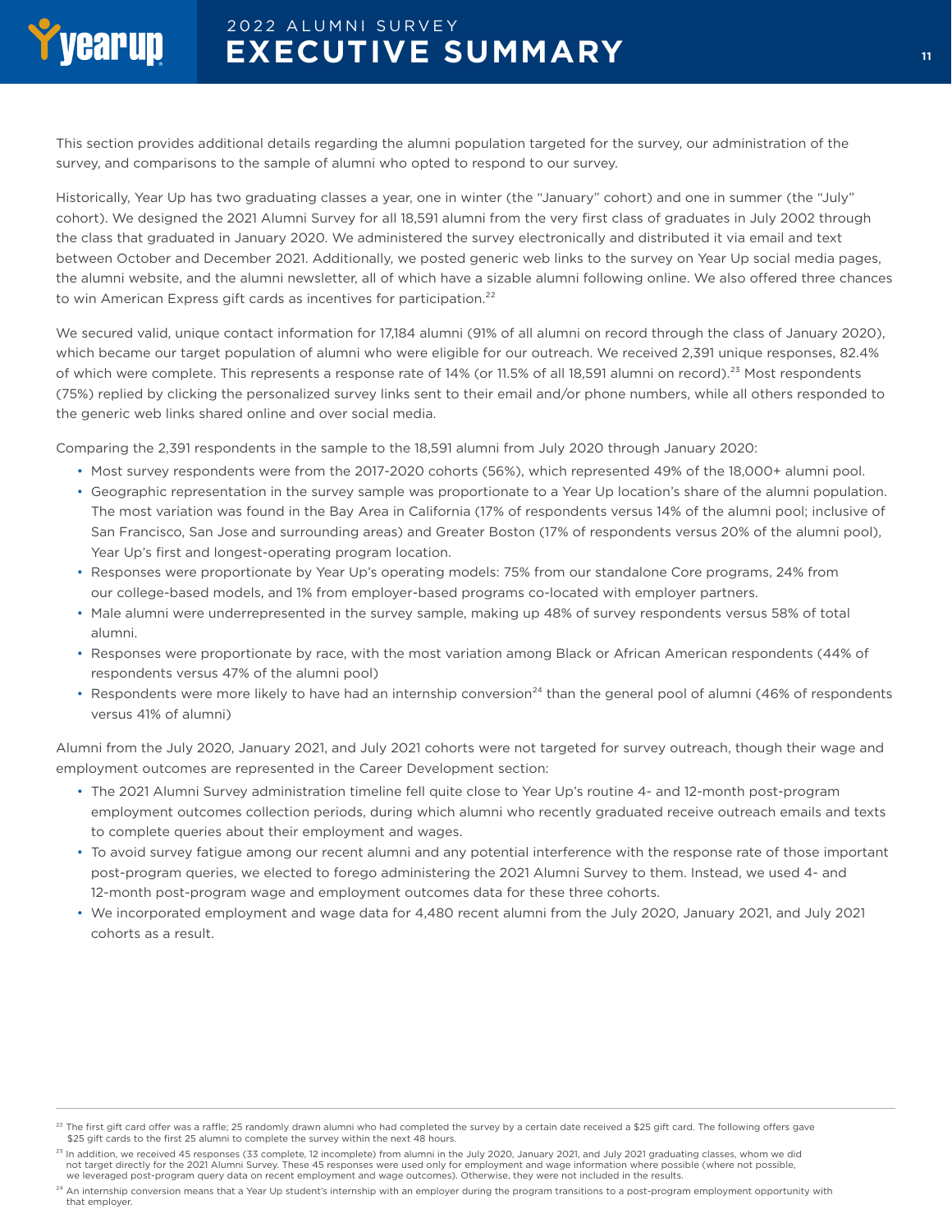This section provides additional details regarding the alumni population targeted for the survey, our administration of the survey, and comparisons to the sample of alumni who opted to respond to our survey.

Historically, Year Up has two graduating classes a year, one in winter (the "January" cohort) and one in summer (the "July" cohort). We designed the 2021 Alumni Survey for all 18,591 alumni from the very first class of graduates in July 2002 through the class that graduated in January 2020. We administered the survey electronically and distributed it via email and text between October and December 2021. Additionally, we posted generic web links to the survey on Year Up social media pages, the alumni website, and the alumni newsletter, all of which have a sizable alumni following online. We also offered three chances to win American Express gift cards as incentives for participation.[22]

We secured valid, unique contact information for 17,184 alumni (91% of all alumni on record through the class of January 2020), which became our target population of alumni who were eligible for our outreach. We received 2,391 unique responses, 82.4% of which were complete. This represents a response rate of 14% (or 11.5% of all 18,591 alumni on record).[23] Most respondents (75%) replied by clicking the personalized survey links sent to their email and/or phone numbers, while all others responded to the generic web links shared online and over social media.

Comparing the 2,391 respondents in the sample to the 18,591 alumni from July 2020 through January 2020:

- Most survey respondents were from the 2017-2020 cohorts (56%), which represented 49% of the 18,000+ alumni pool.
- Geographic representation in the survey sample was proportionate to a Year Up location's share of the alumni population. The most variation was found in the Bay Area in California (17% of respondents versus 14% of the alumni pool; inclusive of San Francisco, San Jose and surrounding areas) and Greater Boston (17% of respondents versus 20% of the alumni pool), Year Up's first and longest-operating program location.
- Responses were proportionate by Year Up's operating models: 75% from our standalone Core programs, 24% from our college-based models, and 1% from employer-based programs co-located with employer partners.
- Male alumni were underrepresented in the survey sample, making up 48% of survey respondents versus 58% of total alumni.
- Responses were proportionate by race, with the most variation among Black or African American respondents (44% of respondents versus 47% of the alumni pool)
- Respondents were more likely to have had an internship conversion[24] than the general pool of alumni (46% of respondents versus 41% of alumni)

Alumni from the July 2020, January 2021, and July 2021 cohorts were not targeted for survey outreach, though their wage and employment outcomes are represented in the Career Development section:

- The 2021 Alumni Survey administration timeline fell quite close to Year Up's routine 4- and 12-month post-program employment outcomes collection periods, during which alumni who recently graduated receive outreach emails and texts to complete queries about their employment and wages.
- To avoid survey fatigue among our recent alumni and any potential interference with the response rate of those important post-program queries, we elected to forego administering the 2021 Alumni Survey to them. Instead, we used 4- and 12-month post-program wage and employment outcomes data for these three cohorts.
- We incorporated employment and wage data for 4,480 recent alumni from the July 2020, January 2021, and July 2021 cohorts as a result.

---

[22] The first gift card offer was a raffle; 25 randomly drawn alumni who had completed the survey by a certain date received a $25 gift card. The following offers gave $25 gift cards to the first 25 alumni to complete the survey within the next 48 hours.

[23] In addition, we received 45 responses (33 complete, 12 incomplete) from alumni in the July 2020, January 2021, and July 2021 graduating classes, whom we did not target directly for the 2021 Alumni Survey. These 45 responses were used only for employment and wage information where possible (where not possible, we leveraged post-program query data on recent employment and wage outcomes). Otherwise, they were not included in the results.

[24] An internship conversion means that a Year Up student's internship with an employer during the program transitions to a post-program employment opportunity with that employer.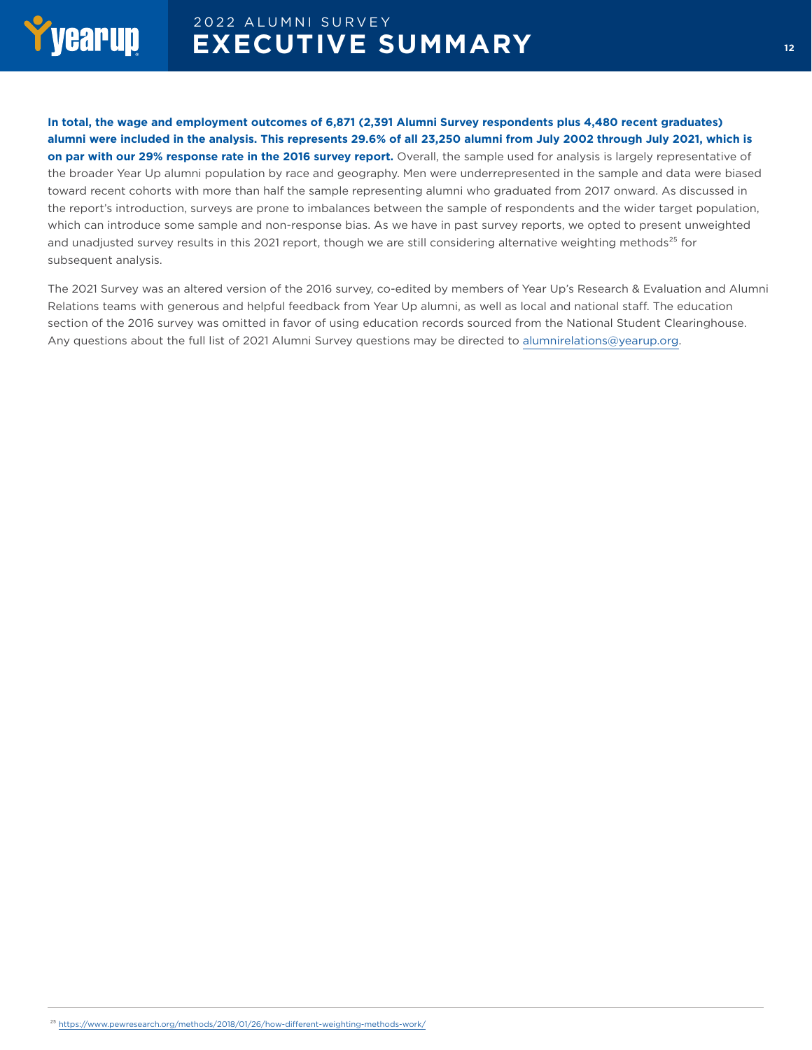**In total, the wage and employment outcomes of 6,871 (2,391 Alumni Survey respondents plus 4,480 recent graduates) alumni were included in the analysis. This represents 29.6% of all 23,250 alumni from July 2002 through July 2021, which is on par with our 29% response rate in the 2016 survey report.** Overall, the sample used for analysis is largely representative of the broader Year Up alumni population by race and geography. Men were underrepresented in the sample and data were biased toward recent cohorts with more than half the sample representing alumni who graduated from 2017 onward. As discussed in the report's introduction, surveys are prone to imbalances between the sample of respondents and the wider target population, which can introduce some sample and non-response bias. As we have in past survey reports, we opted to present unweighted and unadjusted survey results in this 2021 report, though we are still considering alternative weighting methods[25] for subsequent analysis.

The 2021 Survey was an altered version of the 2016 survey, co-edited by members of Year Up's Research & Evaluation and Alumni Relations teams with generous and helpful feedback from Year Up alumni, as well as local and national staff. The education section of the 2016 survey was omitted in favor of using education records sourced from the National Student Clearinghouse. Any questions about the full list of 2021 Alumni Survey questions may be directed to alumnirelations@yearup.org.

[25] https://www.pewresearch.org/methods/2018/01/26/how-different-weighting-methods-work/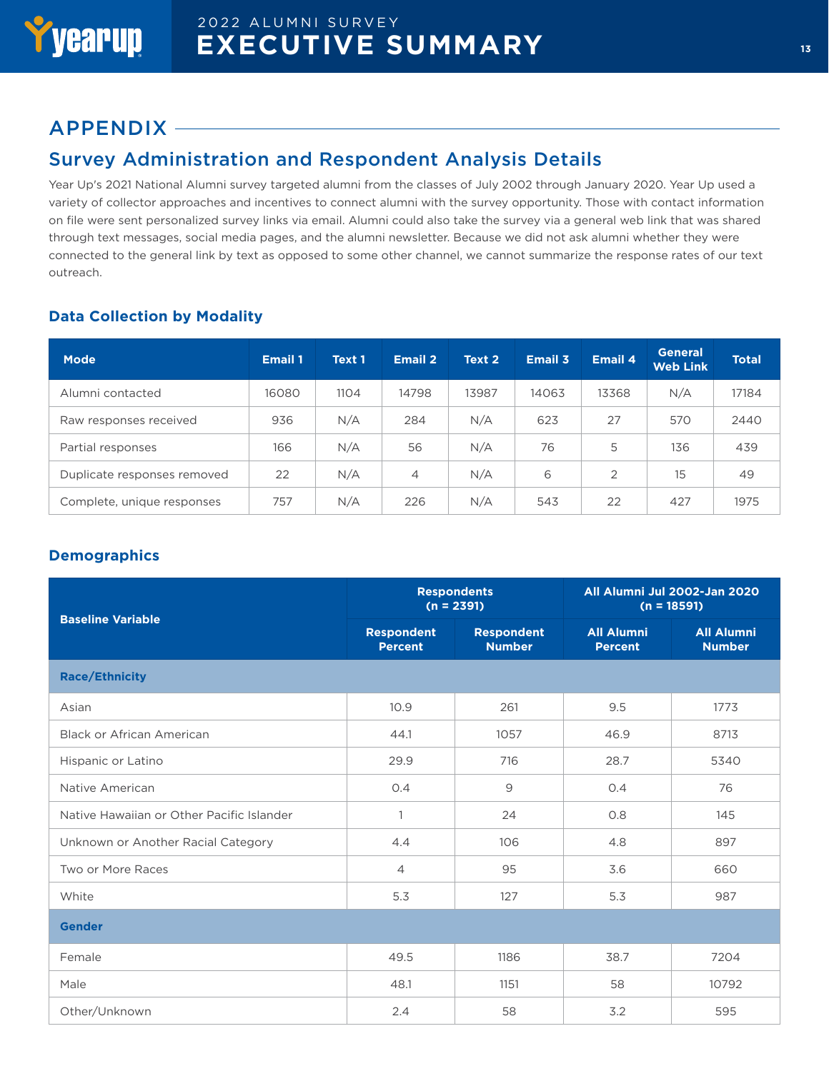## APPENDIX

### Survey Administration and Respondent Analysis Details

Year Up's 2021 National Alumni survey targeted alumni from the classes of July 2002 through January 2020. Year Up used a variety of collector approaches and incentives to connect alumni with the survey opportunity. Those with contact information on file were sent personalized survey links via email. Alumni could also take the survey via a general web link that was shared through text messages, social media pages, and the alumni newsletter. Because we did not ask alumni whether they were connected to the general link by text as opposed to some other channel, we cannot summarize the response rates of our text outreach.

#### Data Collection by Modality

| Mode | Email 1 | Text 1 | Email 2 | Text 2 | Email 3 | Email 4 | General Web Link | Total |
|---|---|---|---|---|---|---|---|---|
| Alumni contacted | 16080 | 1104 | 14798 | 13987 | 14063 | 13368 | N/A | 17184 |
| Raw responses received | 936 | N/A | 284 | N/A | 623 | 27 | 570 | 2440 |
| Partial responses | 166 | N/A | 56 | N/A | 76 | 5 | 136 | 439 |
| Duplicate responses removed | 22 | N/A | 4 | N/A | 6 | 2 | 15 | 49 |
| Complete, unique responses | 757 | N/A | 226 | N/A | 543 | 22 | 427 | 1975 |

#### Demographics

| Baseline Variable | Respondents (n = 2391) | | All Alumni Jul 2002-Jan 2020 (n = 18591) | |
|---|---|---|---|---|
| | Respondent Percent | Respondent Number | All Alumni Percent | All Alumni Number |
| **Race/Ethnicity** | | | | |
| Asian | 10.9 | 261 | 9.5 | 1773 |
| Black or African American | 44.1 | 1057 | 46.9 | 8713 |
| Hispanic or Latino | 29.9 | 716 | 28.7 | 5340 |
| Native American | 0.4 | 9 | 0.4 | 76 |
| Native Hawaiian or Other Pacific Islander | 1 | 24 | 0.8 | 145 |
| Unknown or Another Racial Category | 4.4 | 106 | 4.8 | 897 |
| Two or More Races | 4 | 95 | 3.6 | 660 |
| White | 5.3 | 127 | 5.3 | 987 |
| **Gender** | | | | |
| Female | 49.5 | 1186 | 38.7 | 7204 |
| Male | 48.1 | 1151 | 58 | 10792 |
| Other/Unknown | 2.4 | 58 | 3.2 | 595 |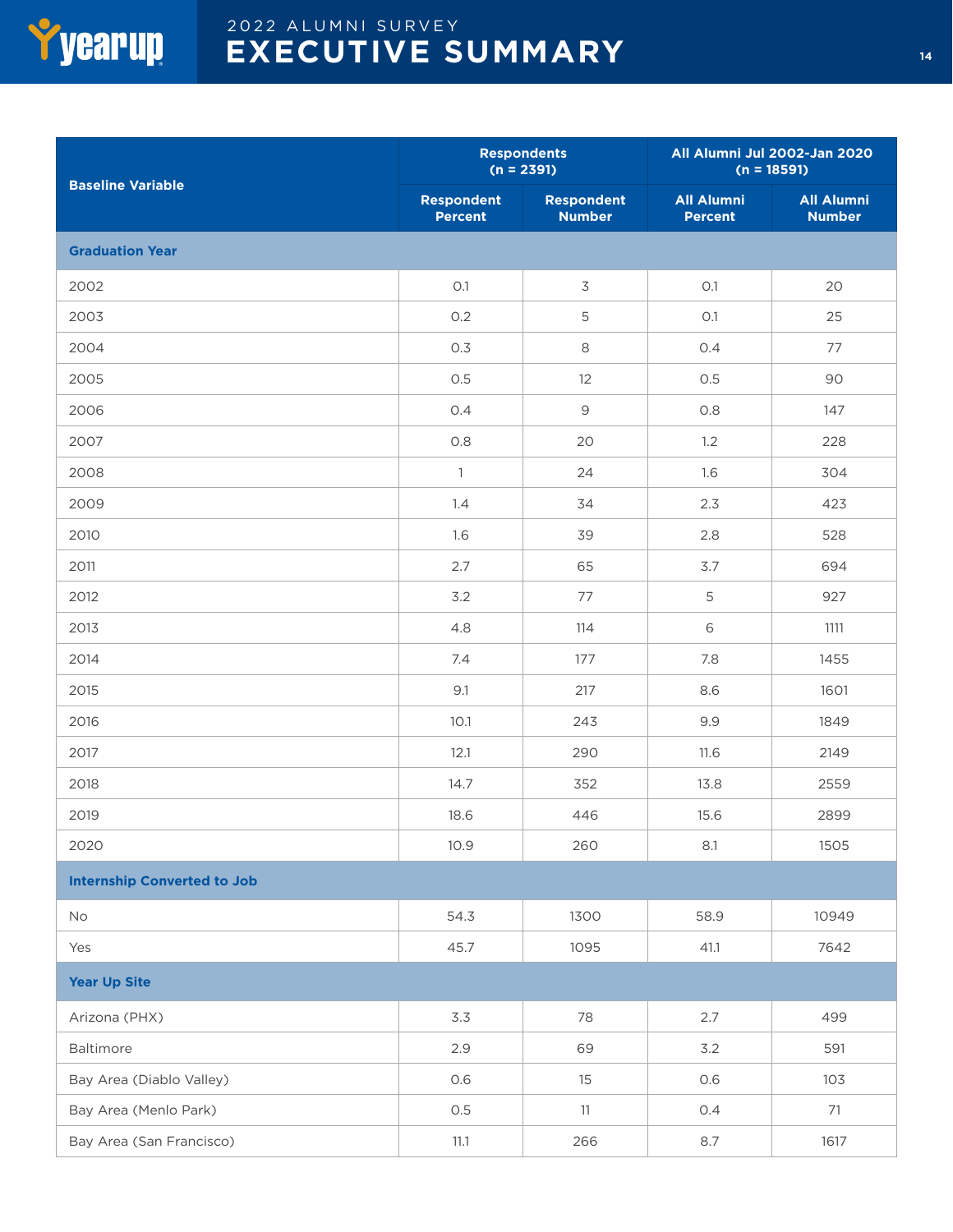| Baseline Variable | Respondents (n = 2391) | | All Alumni Jul 2002-Jan 2020 (n = 18591) | |
|---|---|---|---|---|
| | Respondent Percent | Respondent Number | All Alumni Percent | All Alumni Number |
| **Graduation Year** | | | | |
| 2002 | 0.1 | 3 | 0.1 | 20 |
| 2003 | 0.2 | 5 | 0.1 | 25 |
| 2004 | 0.3 | 8 | 0.4 | 77 |
| 2005 | 0.5 | 12 | 0.5 | 90 |
| 2006 | 0.4 | 9 | 0.8 | 147 |
| 2007 | 0.8 | 20 | 1.2 | 228 |
| 2008 | 1 | 24 | 1.6 | 304 |
| 2009 | 1.4 | 34 | 2.3 | 423 |
| 2010 | 1.6 | 39 | 2.8 | 528 |
| 2011 | 2.7 | 65 | 3.7 | 694 |
| 2012 | 3.2 | 77 | 5 | 927 |
| 2013 | 4.8 | 114 | 6 | 1111 |
| 2014 | 7.4 | 177 | 7.8 | 1455 |
| 2015 | 9.1 | 217 | 8.6 | 1601 |
| 2016 | 10.1 | 243 | 9.9 | 1849 |
| 2017 | 12.1 | 290 | 11.6 | 2149 |
| 2018 | 14.7 | 352 | 13.8 | 2559 |
| 2019 | 18.6 | 446 | 15.6 | 2899 |
| 2020 | 10.9 | 260 | 8.1 | 1505 |
| **Internship Converted to Job** | | | | |
| No | 54.3 | 1300 | 58.9 | 10949 |
| Yes | 45.7 | 1095 | 41.1 | 7642 |
| **Year Up Site** | | | | |
| Arizona (PHX) | 3.3 | 78 | 2.7 | 499 |
| Baltimore | 2.9 | 69 | 3.2 | 591 |
| Bay Area (Diablo Valley) | 0.6 | 15 | 0.6 | 103 |
| Bay Area (Menlo Park) | 0.5 | 11 | 0.4 | 71 |
| Bay Area (San Francisco) | 11.1 | 266 | 8.7 | 1617 |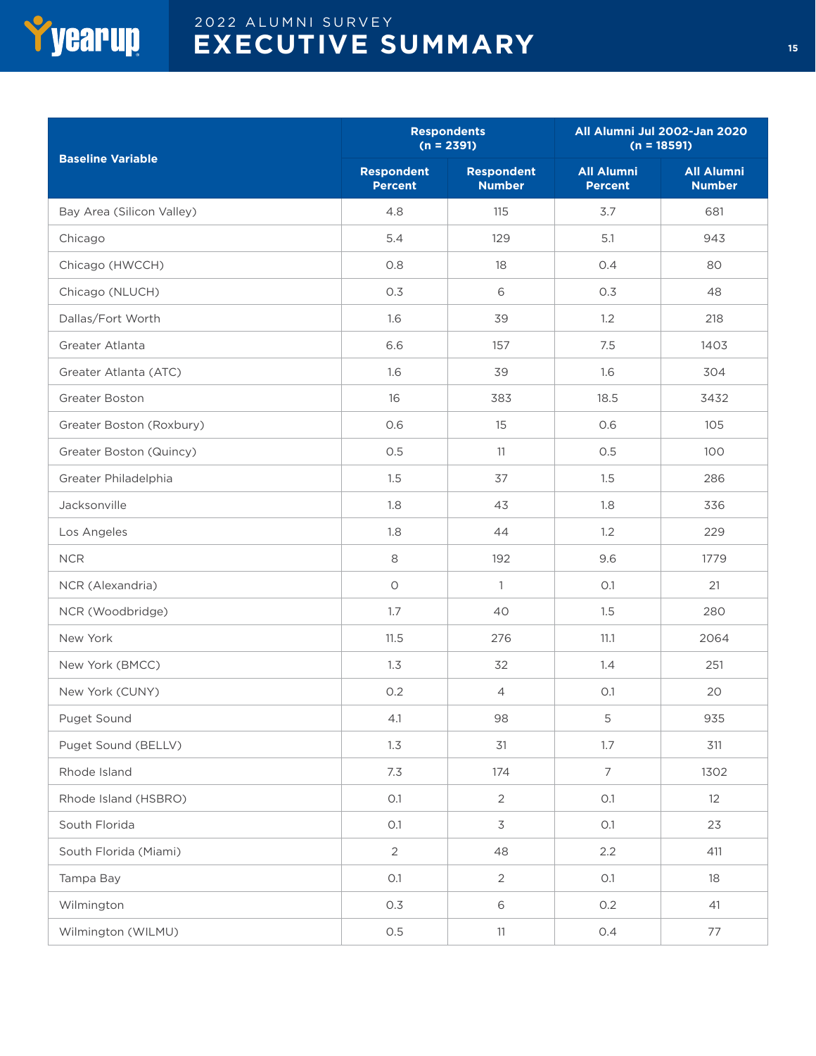| Baseline Variable | Respondents (n = 2391) | | All Alumni Jul 2002-Jan 2020 (n = 18591) | |
|---|---|---|---|---|
| | Respondent Percent | Respondent Number | All Alumni Percent | All Alumni Number |
| Bay Area (Silicon Valley) | 4.8 | 115 | 3.7 | 681 |
| Chicago | 5.4 | 129 | 5.1 | 943 |
| Chicago (HWCCH) | 0.8 | 18 | 0.4 | 80 |
| Chicago (NLUCH) | 0.3 | 6 | 0.3 | 48 |
| Dallas/Fort Worth | 1.6 | 39 | 1.2 | 218 |
| Greater Atlanta | 6.6 | 157 | 7.5 | 1403 |
| Greater Atlanta (ATC) | 1.6 | 39 | 1.6 | 304 |
| Greater Boston | 16 | 383 | 18.5 | 3432 |
| Greater Boston (Roxbury) | 0.6 | 15 | 0.6 | 105 |
| Greater Boston (Quincy) | 0.5 | 11 | 0.5 | 100 |
| Greater Philadelphia | 1.5 | 37 | 1.5 | 286 |
| Jacksonville | 1.8 | 43 | 1.8 | 336 |
| Los Angeles | 1.8 | 44 | 1.2 | 229 |
| NCR | 8 | 192 | 9.6 | 1779 |
| NCR (Alexandria) | 0 | 1 | 0.1 | 21 |
| NCR (Woodbridge) | 1.7 | 40 | 1.5 | 280 |
| New York | 11.5 | 276 | 11.1 | 2064 |
| New York (BMCC) | 1.3 | 32 | 1.4 | 251 |
| New York (CUNY) | 0.2 | 4 | 0.1 | 20 |
| Puget Sound | 4.1 | 98 | 5 | 935 |
| Puget Sound (BELLV) | 1.3 | 31 | 1.7 | 311 |
| Rhode Island | 7.3 | 174 | 7 | 1302 |
| Rhode Island (HSBRO) | 0.1 | 2 | 0.1 | 12 |
| South Florida | 0.1 | 3 | 0.1 | 23 |
| South Florida (Miami) | 2 | 48 | 2.2 | 411 |
| Tampa Bay | 0.1 | 2 | 0.1 | 18 |
| Wilmington | 0.3 | 6 | 0.2 | 41 |
| Wilmington (WILMU) | 0.5 | 11 | 0.4 | 77 |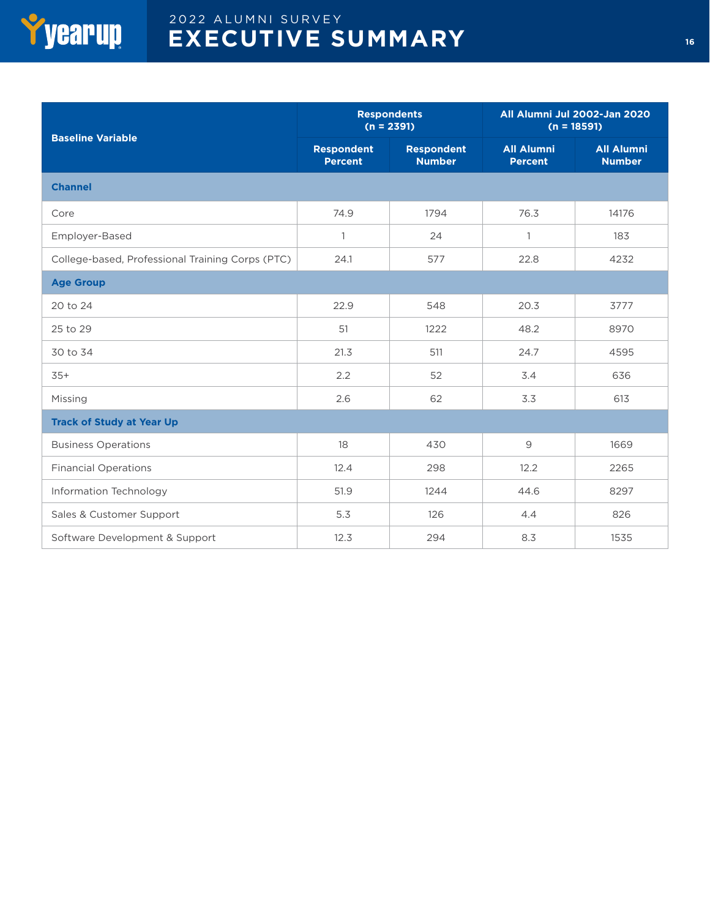| Baseline Variable | Respondents (n = 2391) | | All Alumni Jul 2002-Jan 2020 (n = 18591) | |
|---|---|---|---|---|
| | Respondent Percent | Respondent Number | All Alumni Percent | All Alumni Number |
| **Channel** | | | | |
| Core | 74.9 | 1794 | 76.3 | 14176 |
| Employer-Based | 1 | 24 | 1 | 183 |
| College-based, Professional Training Corps (PTC) | 24.1 | 577 | 22.8 | 4232 |
| **Age Group** | | | | |
| 20 to 24 | 22.9 | 548 | 20.3 | 3777 |
| 25 to 29 | 51 | 1222 | 48.2 | 8970 |
| 30 to 34 | 21.3 | 511 | 24.7 | 4595 |
| 35+ | 2.2 | 52 | 3.4 | 636 |
| Missing | 2.6 | 62 | 3.3 | 613 |
| **Track of Study at Year Up** | | | | |
| Business Operations | 18 | 430 | 9 | 1669 |
| Financial Operations | 12.4 | 298 | 12.2 | 2265 |
| Information Technology | 51.9 | 1244 | 44.6 | 8297 |
| Sales & Customer Support | 5.3 | 126 | 4.4 | 826 |
| Software Development & Support | 12.3 | 294 | 8.3 | 1535 |